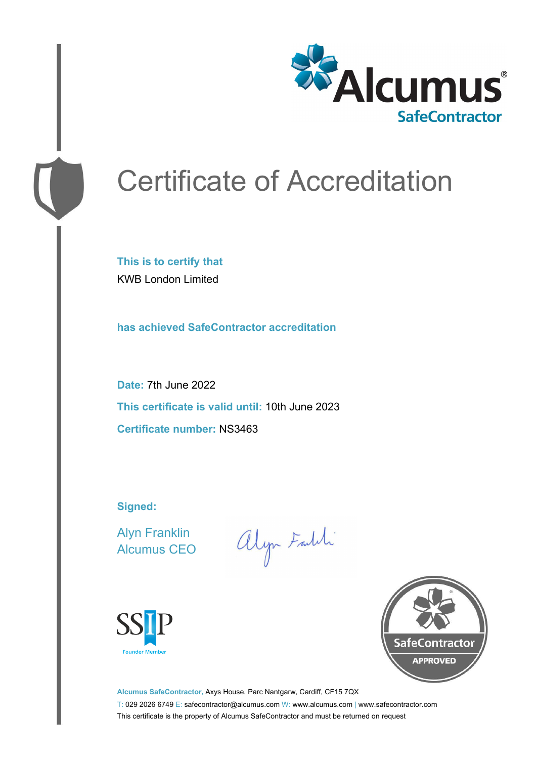Alcumus® SafeContractor

# Certificate of Accreditation

**This is to certify that**
KWB London Limited

**has achieved SafeContractor accreditation**

**Date:** 7th June 2022

**This certificate is valid until:** 10th June 2023

**Certificate number:** NS3463

**Signed:**

Alyn Franklin
Alcumus CEO

SSIP Founder Member

SafeContractor APPROVED

**Alcumus SafeContractor,** Axys House, Parc Nantgarw, Cardiff, CF15 7QX
T: 029 2026 6749 E: safecontractor@alcumus.com W: www.alcumus.com | www.safecontractor.com
This certificate is the property of Alcumus SafeContractor and must be returned on request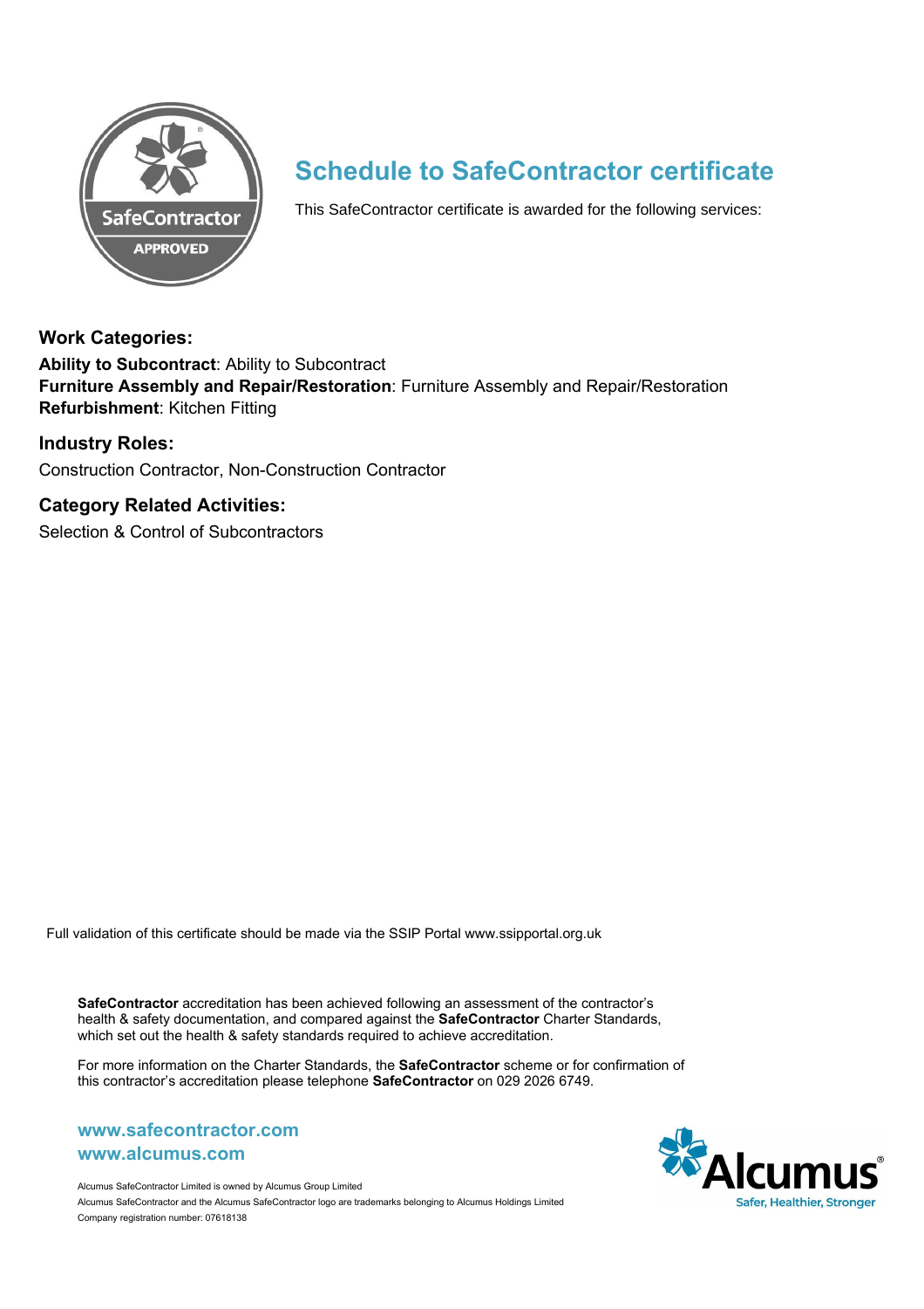# Schedule to SafeContractor certificate

This SafeContractor certificate is awarded for the following services:

### Work Categories:

**Ability to Subcontract**: Ability to Subcontract
**Furniture Assembly and Repair/Restoration**: Furniture Assembly and Repair/Restoration
**Refurbishment**: Kitchen Fitting

### Industry Roles:

Construction Contractor, Non-Construction Contractor

### Category Related Activities:

Selection & Control of Subcontractors

Full validation of this certificate should be made via the SSIP Portal www.ssipportal.org.uk

**SafeContractor** accreditation has been achieved following an assessment of the contractor's health & safety documentation, and compared against the **SafeContractor** Charter Standards, which set out the health & safety standards required to achieve accreditation.

For more information on the Charter Standards, the **SafeContractor** scheme or for confirmation of this contractor's accreditation please telephone **SafeContractor** on 029 2026 6749.

**www.safecontractor.com**
**www.alcumus.com**

Alcumus SafeContractor Limited is owned by Alcumus Group Limited
Alcumus SafeContractor and the Alcumus SafeContractor logo are trademarks belonging to Alcumus Holdings Limited
Company registration number: 07618138